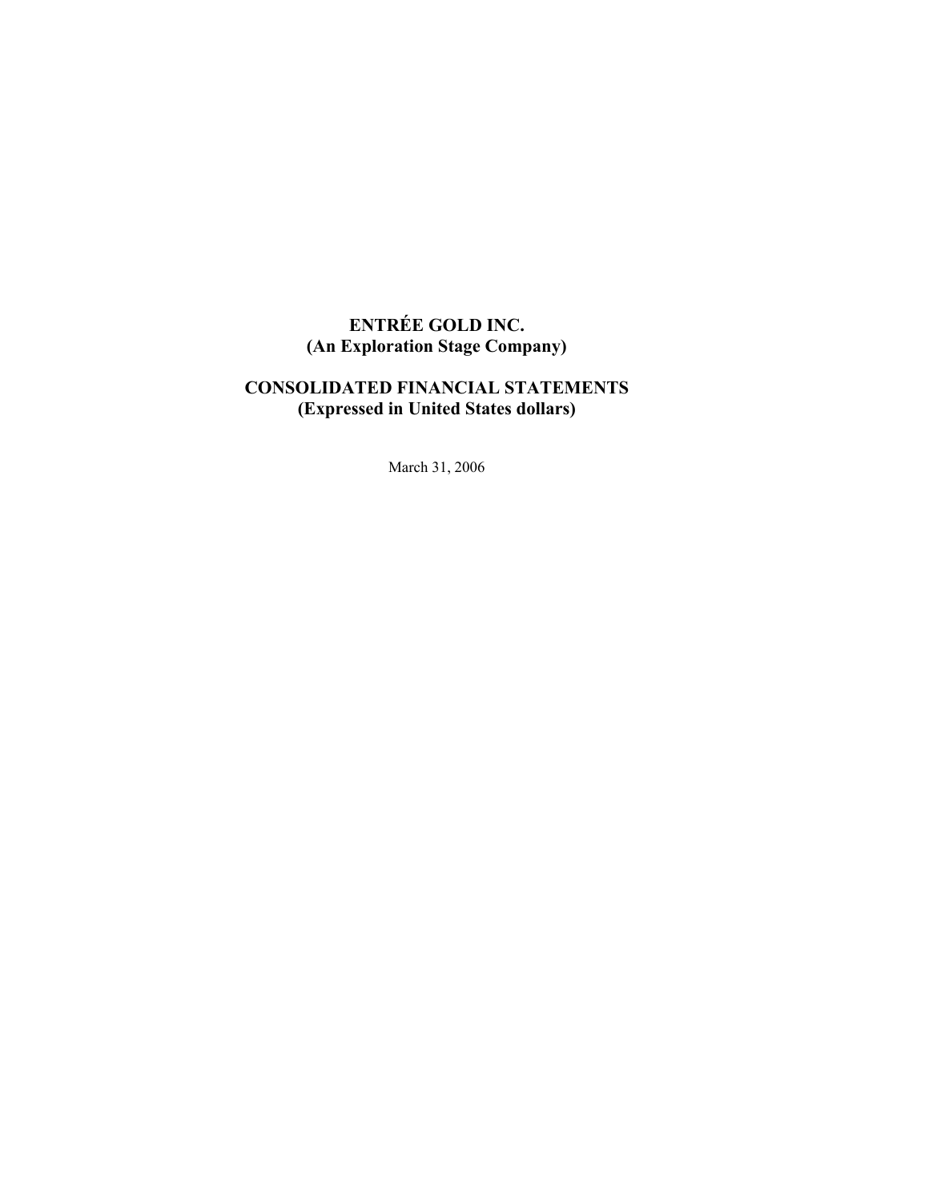# ENTRÉE GOLD INC.
## (An Exploration Stage Company)

# CONSOLIDATED FINANCIAL STATEMENTS
## (Expressed in United States dollars)

March 31, 2006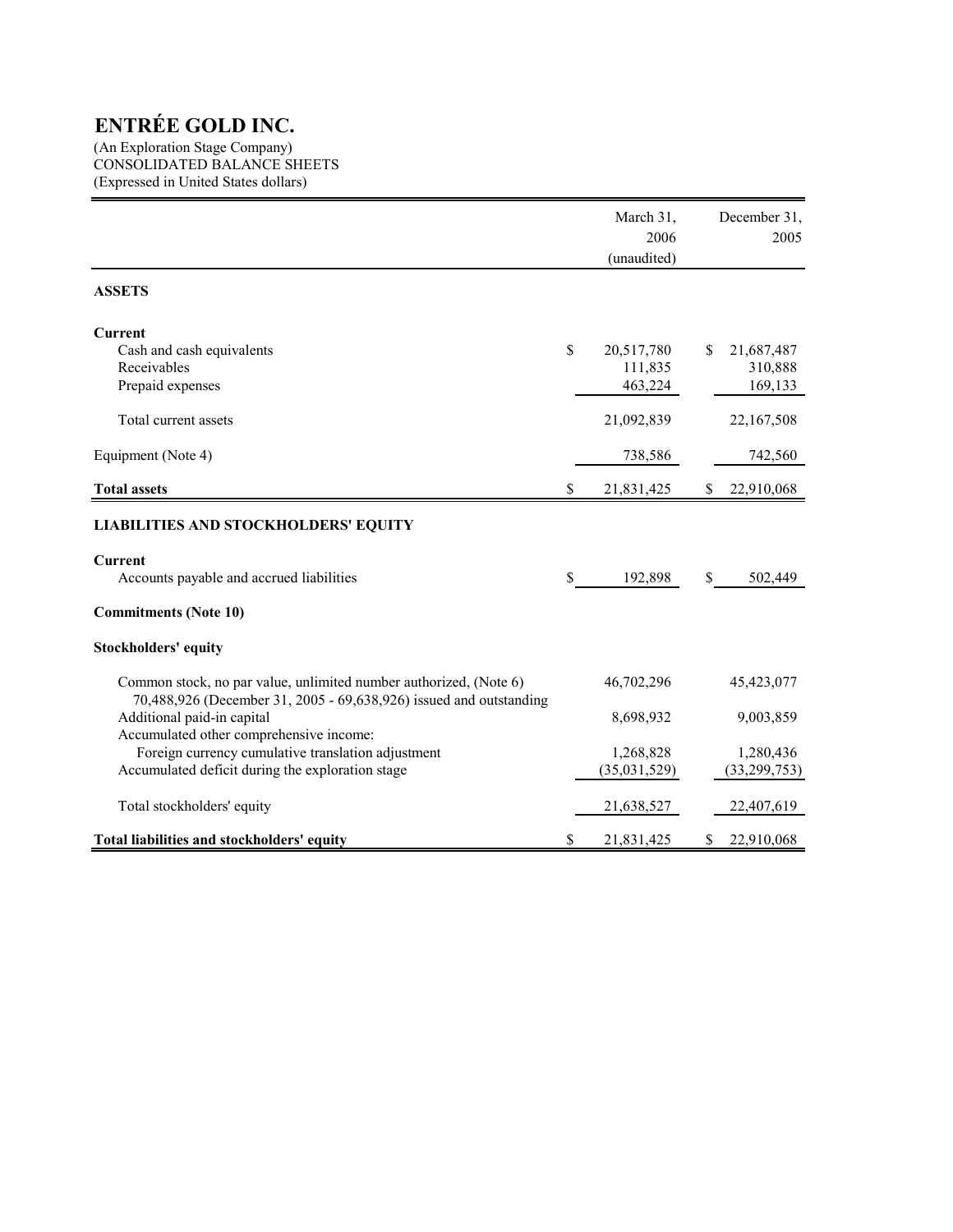# ENTRÉE GOLD INC.

(An Exploration Stage Company)
CONSOLIDATED BALANCE SHEETS
(Expressed in United States dollars)

| | March 31, 2006 (unaudited) | December 31, 2005 |
|---|---|---|
| **ASSETS** | | |
| **Current** | | |
| Cash and cash equivalents | $ 20,517,780 | $ 21,687,487 |
| Receivables | 111,835 | 310,888 |
| Prepaid expenses | 463,224 | 169,133 |
| Total current assets | 21,092,839 | 22,167,508 |
| Equipment (Note 4) | 738,586 | 742,560 |
| **Total assets** | $ 21,831,425 | $ 22,910,068 |
| **LIABILITIES AND STOCKHOLDERS' EQUITY** | | |
| **Current** | | |
| Accounts payable and accrued liabilities | $ 192,898 | $ 502,449 |
| **Commitments (Note 10)** | | |
| **Stockholders' equity** | | |
| Common stock, no par value, unlimited number authorized, (Note 6) 70,488,926 (December 31, 2005 - 69,638,926) issued and outstanding | 46,702,296 | 45,423,077 |
| Additional paid-in capital | 8,698,932 | 9,003,859 |
| Accumulated other comprehensive income: | | |
| Foreign currency cumulative translation adjustment | 1,268,828 | 1,280,436 |
| Accumulated deficit during the exploration stage | (35,031,529) | (33,299,753) |
| Total stockholders' equity | 21,638,527 | 22,407,619 |
| **Total liabilities and stockholders' equity** | $ 21,831,425 | $ 22,910,068 |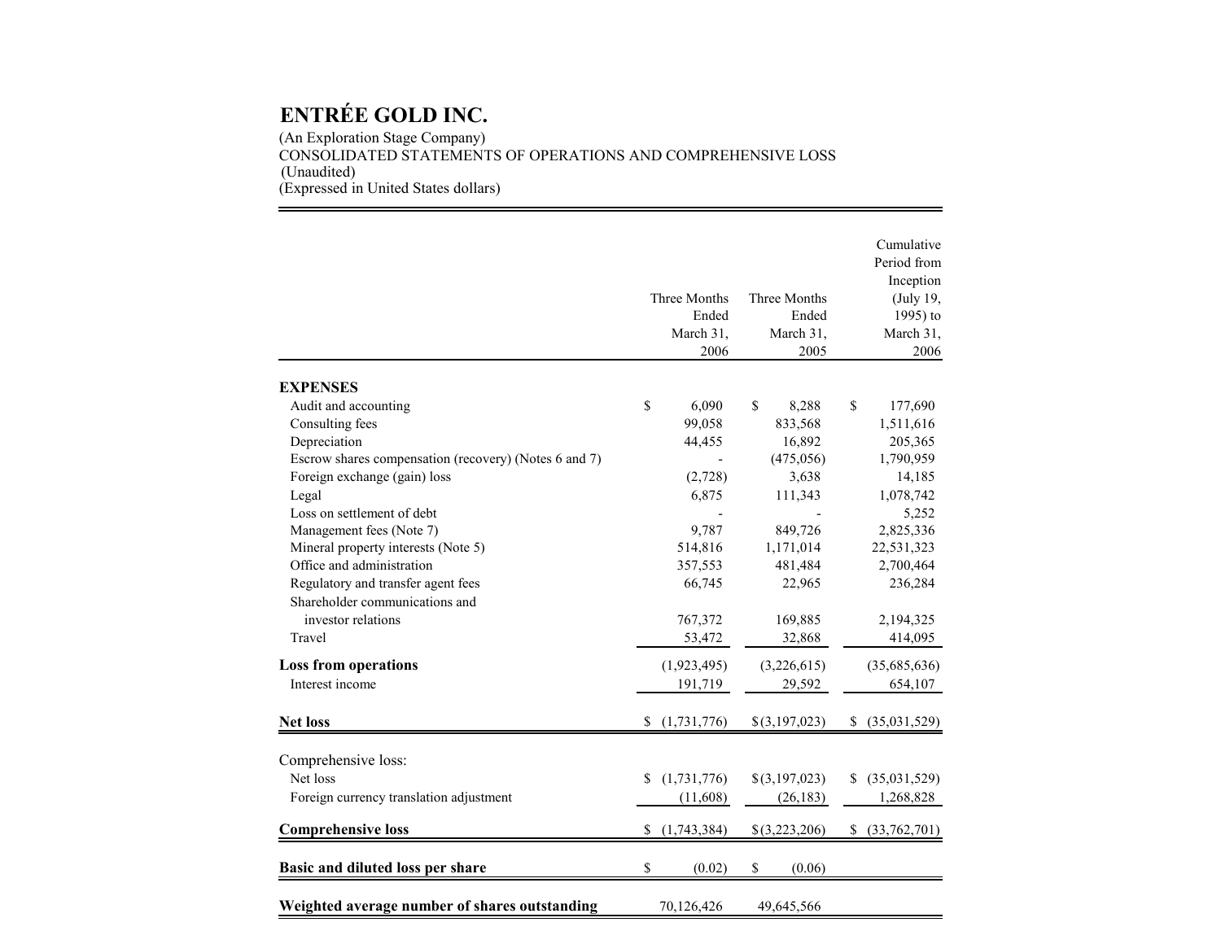# ENTRÉE GOLD INC.

(An Exploration Stage Company)
CONSOLIDATED STATEMENTS OF OPERATIONS AND COMPREHENSIVE LOSS
(Unaudited)
(Expressed in United States dollars)

| | Three Months Ended March 31, 2006 | Three Months Ended March 31, 2005 | Cumulative Period from Inception (July 19, 1995) to March 31, 2006 |
|---|---|---|---|
| **EXPENSES** | | | |
| Audit and accounting | $ 6,090 | $ 8,288 | $ 177,690 |
| Consulting fees | 99,058 | 833,568 | 1,511,616 |
| Depreciation | 44,455 | 16,892 | 205,365 |
| Escrow shares compensation (recovery) (Notes 6 and 7) | - | (475,056) | 1,790,959 |
| Foreign exchange (gain) loss | (2,728) | 3,638 | 14,185 |
| Legal | 6,875 | 111,343 | 1,078,742 |
| Loss on settlement of debt | - | - | 5,252 |
| Management fees (Note 7) | 9,787 | 849,726 | 2,825,336 |
| Mineral property interests (Note 5) | 514,816 | 1,171,014 | 22,531,323 |
| Office and administration | 357,553 | 481,484 | 2,700,464 |
| Regulatory and transfer agent fees | 66,745 | 22,965 | 236,284 |
| Shareholder communications and investor relations | 767,372 | 169,885 | 2,194,325 |
| Travel | 53,472 | 32,868 | 414,095 |
| **Loss from operations** | (1,923,495) | (3,226,615) | (35,685,636) |
| Interest income | 191,719 | 29,592 | 654,107 |
| **Net loss** | $ (1,731,776) | $ (3,197,023) | $ (35,031,529) |
| Comprehensive loss: | | | |
| Net loss | $ (1,731,776) | $ (3,197,023) | $ (35,031,529) |
| Foreign currency translation adjustment | (11,608) | (26,183) | 1,268,828 |
| **Comprehensive loss** | $ (1,743,384) | $ (3,223,206) | $ (33,762,701) |
| **Basic and diluted loss per share** | $ (0.02) | $ (0.06) | |
| **Weighted average number of shares outstanding** | 70,126,426 | 49,645,566 | |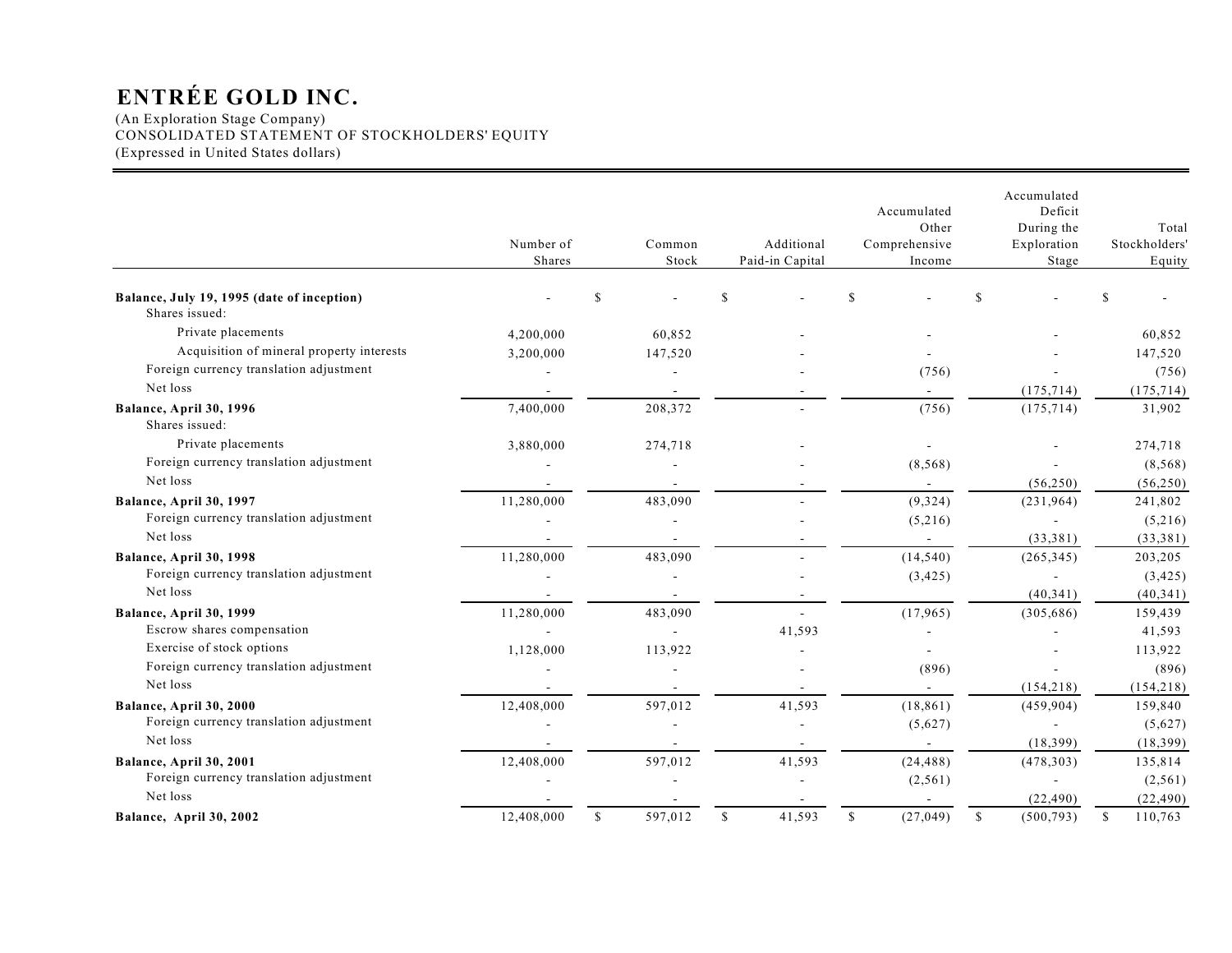# ENTRÉE GOLD INC.

(An Exploration Stage Company)
CONSOLIDATED STATEMENT OF STOCKHOLDERS' EQUITY
(Expressed in United States dollars)

| | Number of Shares | Common Stock | Additional Paid-in Capital | Accumulated Other Comprehensive Income | Accumulated Deficit During the Exploration Stage | Total Stockholders' Equity |
|---|---|---|---|---|---|---|
| **Balance, July 19, 1995 (date of inception)** | - | $ - | $ - | $ - | $ - | $ - |
| Shares issued: | | | | | | |
| Private placements | 4,200,000 | 60,852 | - | - | - | 60,852 |
| Acquisition of mineral property interests | 3,200,000 | 147,520 | - | - | - | 147,520 |
| Foreign currency translation adjustment | - | - | - | (756) | - | (756) |
| Net loss | - | - | - | - | (175,714) | (175,714) |
| **Balance, April 30, 1996** | 7,400,000 | 208,372 | - | (756) | (175,714) | 31,902 |
| Shares issued: | | | | | | |
| Private placements | 3,880,000 | 274,718 | - | - | - | 274,718 |
| Foreign currency translation adjustment | - | - | - | (8,568) | - | (8,568) |
| Net loss | - | - | - | - | (56,250) | (56,250) |
| **Balance, April 30, 1997** | 11,280,000 | 483,090 | - | (9,324) | (231,964) | 241,802 |
| Foreign currency translation adjustment | - | - | - | (5,216) | - | (5,216) |
| Net loss | - | - | - | - | (33,381) | (33,381) |
| **Balance, April 30, 1998** | 11,280,000 | 483,090 | - | (14,540) | (265,345) | 203,205 |
| Foreign currency translation adjustment | - | - | - | (3,425) | - | (3,425) |
| Net loss | - | - | - | | (40,341) | (40,341) |
| **Balance, April 30, 1999** | 11,280,000 | 483,090 | - | (17,965) | (305,686) | 159,439 |
| Escrow shares compensation | - | - | 41,593 | - | - | 41,593 |
| Exercise of stock options | 1,128,000 | 113,922 | - | - | - | 113,922 |
| Foreign currency translation adjustment | - | - | - | (896) | - | (896) |
| Net loss | - | - | - | - | (154,218) | (154,218) |
| **Balance, April 30, 2000** | 12,408,000 | 597,012 | 41,593 | (18,861) | (459,904) | 159,840 |
| Foreign currency translation adjustment | - | - | - | (5,627) | - | (5,627) |
| Net loss | - | - | - | - | (18,399) | (18,399) |
| **Balance, April 30, 2001** | 12,408,000 | 597,012 | 41,593 | (24,488) | (478,303) | 135,814 |
| Foreign currency translation adjustment | - | - | - | (2,561) | - | (2,561) |
| Net loss | - | - | - | - | (22,490) | (22,490) |
| **Balance, April 30, 2002** | 12,408,000 | $ 597,012 | $ 41,593 | $ (27,049) | $ (500,793) | $ 110,763 |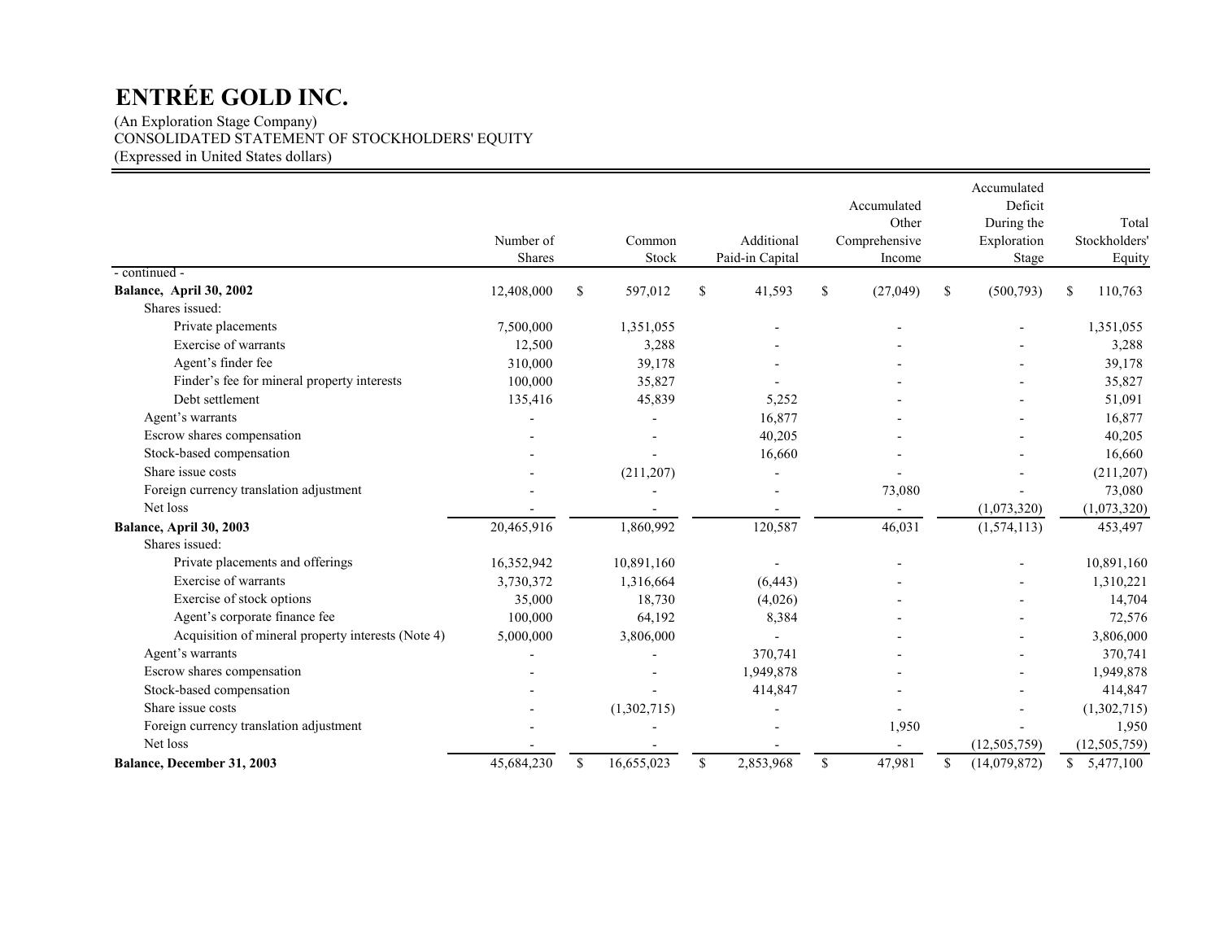# ENTRÉE GOLD INC.

(An Exploration Stage Company)
CONSOLIDATED STATEMENT OF STOCKHOLDERS' EQUITY
(Expressed in United States dollars)

| | Number of Shares | Common Stock | Additional Paid-in Capital | Accumulated Other Comprehensive Income | Accumulated Deficit During the Exploration Stage | Total Stockholders' Equity |
|---|---|---|---|---|---|---|
| - continued - | | | | | | |
| **Balance, April 30, 2002** | 12,408,000 | $ 597,012 | $ 41,593 | $ (27,049) | $ (500,793) | $ 110,763 |
| Shares issued: | | | | | | |
| Private placements | 7,500,000 | 1,351,055 | - | - | - | 1,351,055 |
| Exercise of warrants | 12,500 | 3,288 | - | - | - | 3,288 |
| Agent's finder fee | 310,000 | 39,178 | - | - | - | 39,178 |
| Finder's fee for mineral property interests | 100,000 | 35,827 | - | - | - | 35,827 |
| Debt settlement | 135,416 | 45,839 | 5,252 | - | - | 51,091 |
| Agent's warrants | - | - | 16,877 | - | - | 16,877 |
| Escrow shares compensation | - | - | 40,205 | - | - | 40,205 |
| Stock-based compensation | - | - | 16,660 | - | - | 16,660 |
| Share issue costs | - | (211,207) | - | - | - | (211,207) |
| Foreign currency translation adjustment | - | - | - | 73,080 | - | 73,080 |
| Net loss | - | - | - | - | (1,073,320) | (1,073,320) |
| **Balance, April 30, 2003** | 20,465,916 | 1,860,992 | 120,587 | 46,031 | (1,574,113) | 453,497 |
| Shares issued: | | | | | | |
| Private placements and offerings | 16,352,942 | 10,891,160 | - | - | - | 10,891,160 |
| Exercise of warrants | 3,730,372 | 1,316,664 | (6,443) | - | - | 1,310,221 |
| Exercise of stock options | 35,000 | 18,730 | (4,026) | - | - | 14,704 |
| Agent's corporate finance fee | 100,000 | 64,192 | 8,384 | - | - | 72,576 |
| Acquisition of mineral property interests (Note 4) | 5,000,000 | 3,806,000 | - | - | - | 3,806,000 |
| Agent's warrants | - | - | 370,741 | - | - | 370,741 |
| Escrow shares compensation | - | - | 1,949,878 | - | - | 1,949,878 |
| Stock-based compensation | - | - | 414,847 | - | - | 414,847 |
| Share issue costs | - | (1,302,715) | - | - | - | (1,302,715) |
| Foreign currency translation adjustment | - | - | - | 1,950 | - | 1,950 |
| Net loss | - | - | - | - | (12,505,759) | (12,505,759) |
| **Balance, December 31, 2003** | 45,684,230 | $ 16,655,023 | $ 2,853,968 | $ 47,981 | $ (14,079,872) | $ 5,477,100 |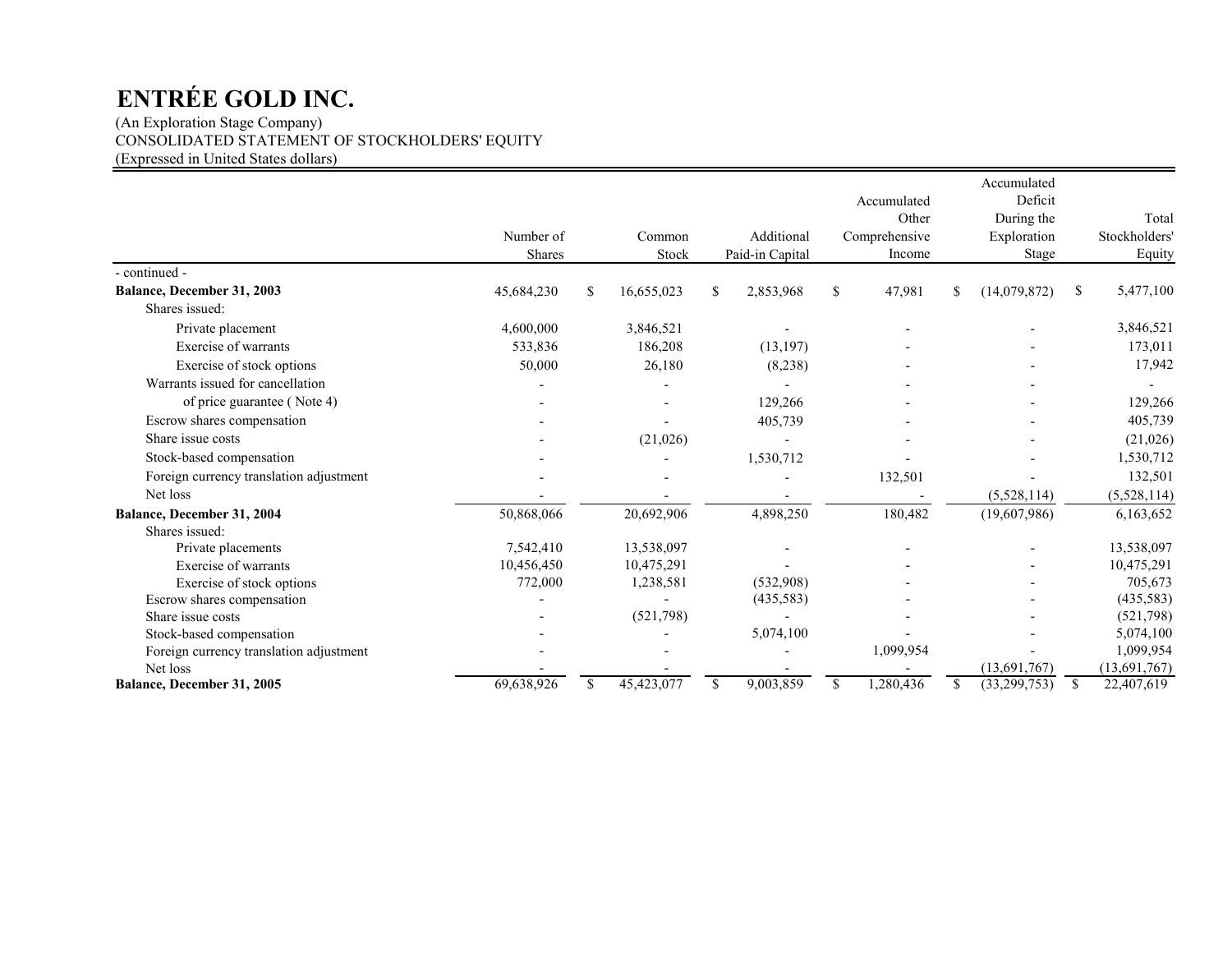# ENTRÉE GOLD INC.

(An Exploration Stage Company)
CONSOLIDATED STATEMENT OF STOCKHOLDERS' EQUITY
(Expressed in United States dollars)

| | Number of Shares | Common Stock | Additional Paid-in Capital | Accumulated Other Comprehensive Income | Accumulated Deficit During the Exploration Stage | Total Stockholders' Equity |
|---|---|---|---|---|---|---|
| - continued - | | | | | | |
| **Balance, December 31, 2003** | 45,684,230 | $ 16,655,023 | $ 2,853,968 | $ 47,981 | $ (14,079,872) | $ 5,477,100 |
| Shares issued: | | | | | | |
| Private placement | 4,600,000 | 3,846,521 | - | - | - | 3,846,521 |
| Exercise of warrants | 533,836 | 186,208 | (13,197) | - | - | 173,011 |
| Exercise of stock options | 50,000 | 26,180 | (8,238) | - | - | 17,942 |
| Warrants issued for cancellation | - | - | - | - | - | - |
| of price guarantee ( Note 4) | - | - | 129,266 | - | - | 129,266 |
| Escrow shares compensation | - | - | 405,739 | - | - | 405,739 |
| Share issue costs | - | (21,026) | - | - | - | (21,026) |
| Stock-based compensation | - | - | 1,530,712 | - | - | 1,530,712 |
| Foreign currency translation adjustment | - | - | - | 132,501 | - | 132,501 |
| Net loss | - | - | - | - | (5,528,114) | (5,528,114) |
| **Balance, December 31, 2004** | 50,868,066 | 20,692,906 | 4,898,250 | 180,482 | (19,607,986) | 6,163,652 |
| Shares issued: | | | | | | |
| Private placements | 7,542,410 | 13,538,097 | - | - | - | 13,538,097 |
| Exercise of warrants | 10,456,450 | 10,475,291 | - | - | - | 10,475,291 |
| Exercise of stock options | 772,000 | 1,238,581 | (532,908) | - | - | 705,673 |
| Escrow shares compensation | - | - | (435,583) | - | - | (435,583) |
| Share issue costs | - | (521,798) | - | - | - | (521,798) |
| Stock-based compensation | - | - | 5,074,100 | - | - | 5,074,100 |
| Foreign currency translation adjustment | - | - | - | 1,099,954 | - | 1,099,954 |
| Net loss | - | - | - | - | (13,691,767) | (13,691,767) |
| **Balance, December 31, 2005** | 69,638,926 | $ 45,423,077 | $ 9,003,859 | $ 1,280,436 | $ (33,299,753) | $ 22,407,619 |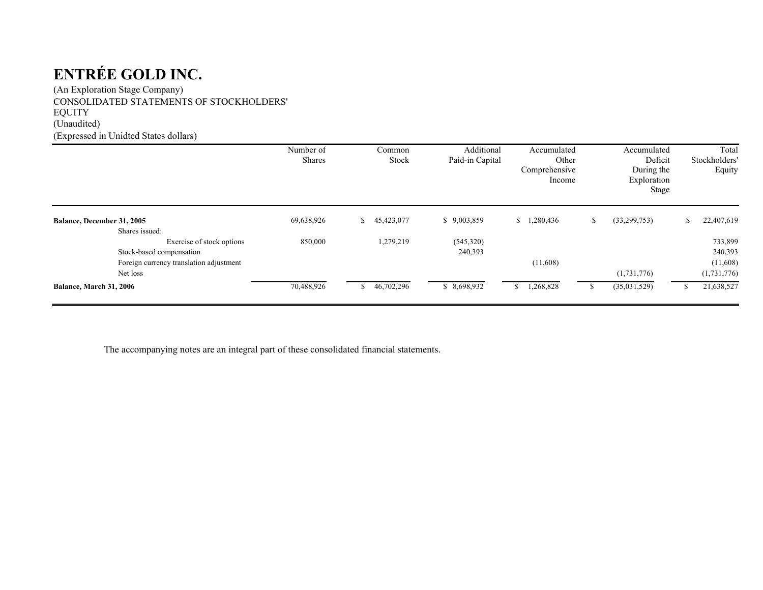# ENTRÉE GOLD INC.

(An Exploration Stage Company)
CONSOLIDATED STATEMENTS OF STOCKHOLDERS' EQUITY
(Unaudited)
(Expressed in Unidted States dollars)

| | Number of Shares | Common Stock | Additional Paid-in Capital | Accumulated Other Comprehensive Income | Accumulated Deficit During the Exploration Stage | Total Stockholders' Equity |
|---|---|---|---|---|---|---|
| **Balance, December 31, 2005** | 69,638,926 | $ 45,423,077 | $ 9,003,859 | $ 1,280,436 | $ (33,299,753) | $ 22,407,619 |
| Shares issued: | | | | | | |
| Exercise of stock options | 850,000 | 1,279,219 | (545,320) | | | 733,899 |
| Stock-based compensation | | | 240,393 | | | 240,393 |
| Foreign currency translation adjustment | | | | (11,608) | | (11,608) |
| Net loss | | | | | (1,731,776) | (1,731,776) |
| **Balance, March 31, 2006** | 70,488,926 | $ 46,702,296 | $ 8,698,932 | $ 1,268,828 | $ (35,031,529) | $ 21,638,527 |

The accompanying notes are an integral part of these consolidated financial statements.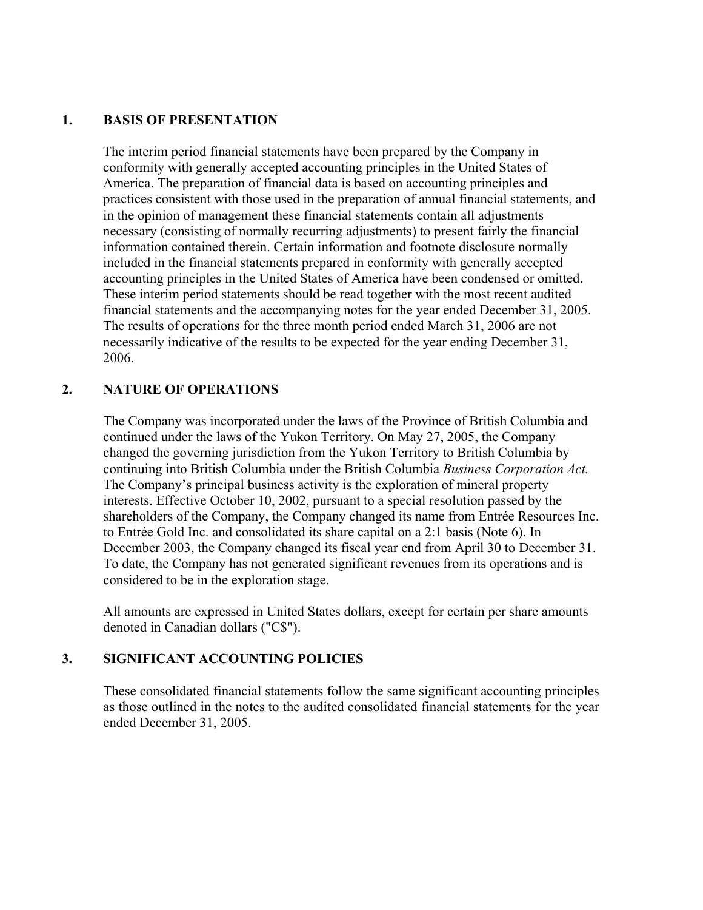## 1. BASIS OF PRESENTATION

The interim period financial statements have been prepared by the Company in conformity with generally accepted accounting principles in the United States of America. The preparation of financial data is based on accounting principles and practices consistent with those used in the preparation of annual financial statements, and in the opinion of management these financial statements contain all adjustments necessary (consisting of normally recurring adjustments) to present fairly the financial information contained therein. Certain information and footnote disclosure normally included in the financial statements prepared in conformity with generally accepted accounting principles in the United States of America have been condensed or omitted. These interim period statements should be read together with the most recent audited financial statements and the accompanying notes for the year ended December 31, 2005. The results of operations for the three month period ended March 31, 2006 are not necessarily indicative of the results to be expected for the year ending December 31, 2006.

## 2. NATURE OF OPERATIONS

The Company was incorporated under the laws of the Province of British Columbia and continued under the laws of the Yukon Territory. On May 27, 2005, the Company changed the governing jurisdiction from the Yukon Territory to British Columbia by continuing into British Columbia under the British Columbia *Business Corporation Act.* The Company's principal business activity is the exploration of mineral property interests. Effective October 10, 2002, pursuant to a special resolution passed by the shareholders of the Company, the Company changed its name from Entrée Resources Inc. to Entrée Gold Inc. and consolidated its share capital on a 2:1 basis (Note 6). In December 2003, the Company changed its fiscal year end from April 30 to December 31. To date, the Company has not generated significant revenues from its operations and is considered to be in the exploration stage.

All amounts are expressed in United States dollars, except for certain per share amounts denoted in Canadian dollars ("C$").

## 3. SIGNIFICANT ACCOUNTING POLICIES

These consolidated financial statements follow the same significant accounting principles as those outlined in the notes to the audited consolidated financial statements for the year ended December 31, 2005.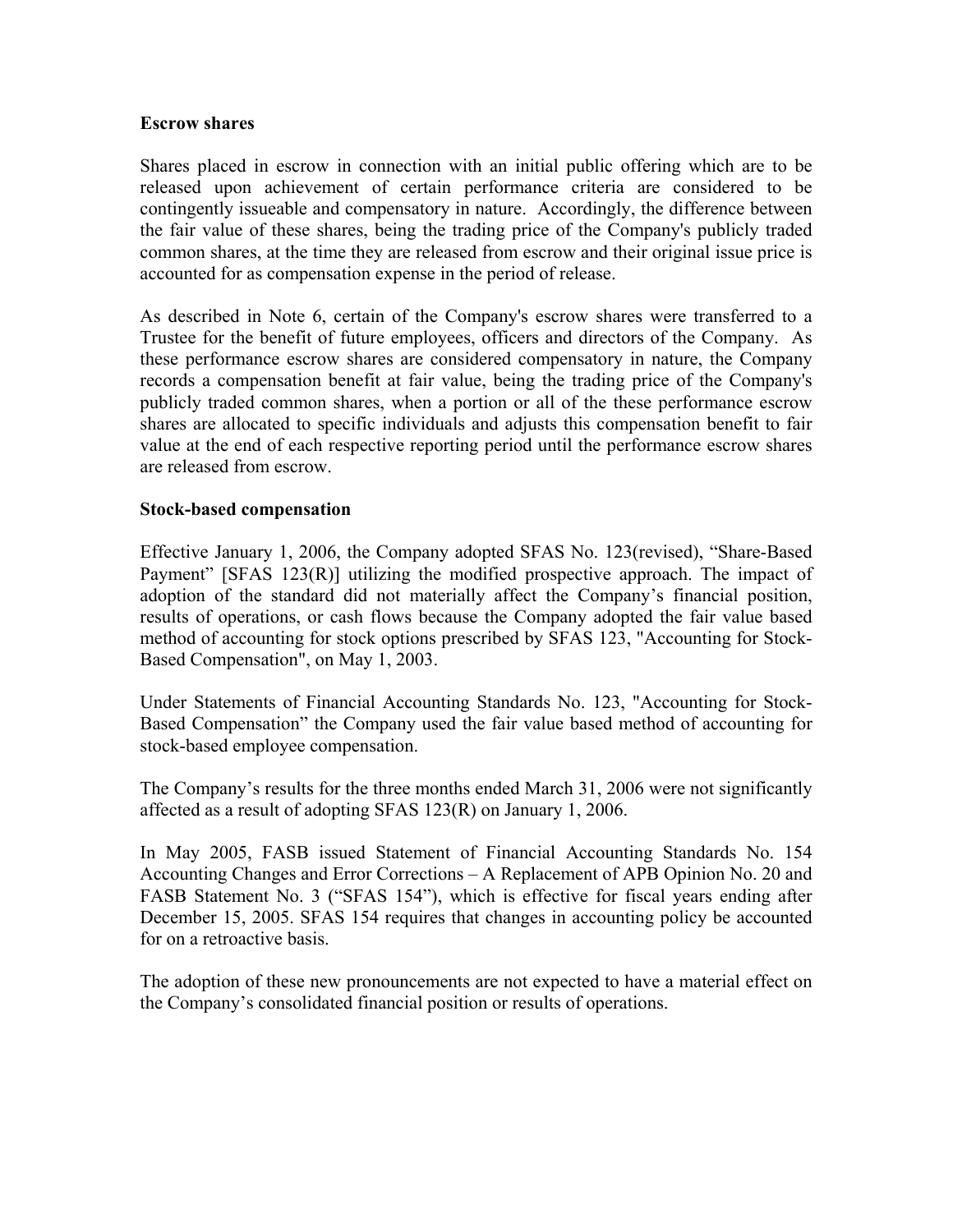**Escrow shares**

Shares placed in escrow in connection with an initial public offering which are to be released upon achievement of certain performance criteria are considered to be contingently issueable and compensatory in nature. Accordingly, the difference between the fair value of these shares, being the trading price of the Company's publicly traded common shares, at the time they are released from escrow and their original issue price is accounted for as compensation expense in the period of release.

As described in Note 6, certain of the Company's escrow shares were transferred to a Trustee for the benefit of future employees, officers and directors of the Company. As these performance escrow shares are considered compensatory in nature, the Company records a compensation benefit at fair value, being the trading price of the Company's publicly traded common shares, when a portion or all of the these performance escrow shares are allocated to specific individuals and adjusts this compensation benefit to fair value at the end of each respective reporting period until the performance escrow shares are released from escrow.

**Stock-based compensation**

Effective January 1, 2006, the Company adopted SFAS No. 123(revised), "Share-Based Payment" [SFAS 123(R)] utilizing the modified prospective approach. The impact of adoption of the standard did not materially affect the Company's financial position, results of operations, or cash flows because the Company adopted the fair value based method of accounting for stock options prescribed by SFAS 123, "Accounting for Stock-Based Compensation", on May 1, 2003.

Under Statements of Financial Accounting Standards No. 123, "Accounting for Stock-Based Compensation" the Company used the fair value based method of accounting for stock-based employee compensation.

The Company's results for the three months ended March 31, 2006 were not significantly affected as a result of adopting SFAS 123(R) on January 1, 2006.

In May 2005, FASB issued Statement of Financial Accounting Standards No. 154 Accounting Changes and Error Corrections – A Replacement of APB Opinion No. 20 and FASB Statement No. 3 ("SFAS 154"), which is effective for fiscal years ending after December 15, 2005. SFAS 154 requires that changes in accounting policy be accounted for on a retroactive basis.

The adoption of these new pronouncements are not expected to have a material effect on the Company's consolidated financial position or results of operations.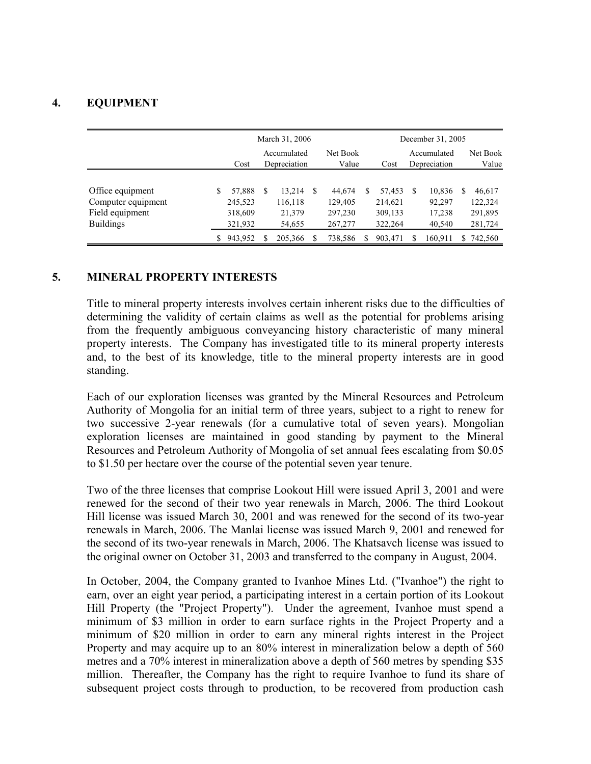## 4. EQUIPMENT

| | March 31, 2006 | | | December 31, 2005 | | |
|---|---|---|---|---|---|---|
| | Cost | Accumulated Depreciation | Net Book Value | Cost | Accumulated Depreciation | Net Book Value |
| Office equipment | $ 57,888 | $ 13,214 | $ 44,674 | $ 57,453 | $ 10,836 | $ 46,617 |
| Computer equipment | 245,523 | 116,118 | 129,405 | 214,621 | 92,297 | 122,324 |
| Field equipment | 318,609 | 21,379 | 297,230 | 309,133 | 17,238 | 291,895 |
| Buildings | 321,932 | 54,655 | 267,277 | 322,264 | 40,540 | 281,724 |
| | $ 943,952 | $ 205,366 | $ 738,586 | $ 903,471 | $ 160,911 | $ 742,560 |

## 5. MINERAL PROPERTY INTERESTS

Title to mineral property interests involves certain inherent risks due to the difficulties of determining the validity of certain claims as well as the potential for problems arising from the frequently ambiguous conveyancing history characteristic of many mineral property interests. The Company has investigated title to its mineral property interests and, to the best of its knowledge, title to the mineral property interests are in good standing.

Each of our exploration licenses was granted by the Mineral Resources and Petroleum Authority of Mongolia for an initial term of three years, subject to a right to renew for two successive 2-year renewals (for a cumulative total of seven years). Mongolian exploration licenses are maintained in good standing by payment to the Mineral Resources and Petroleum Authority of Mongolia of set annual fees escalating from $0.05 to $1.50 per hectare over the course of the potential seven year tenure.

Two of the three licenses that comprise Lookout Hill were issued April 3, 2001 and were renewed for the second of their two year renewals in March, 2006. The third Lookout Hill license was issued March 30, 2001 and was renewed for the second of its two-year renewals in March, 2006. The Manlai license was issued March 9, 2001 and renewed for the second of its two-year renewals in March, 2006. The Khatsavch license was issued to the original owner on October 31, 2003 and transferred to the company in August, 2004.

In October, 2004, the Company granted to Ivanhoe Mines Ltd. ("Ivanhoe") the right to earn, over an eight year period, a participating interest in a certain portion of its Lookout Hill Property (the "Project Property"). Under the agreement, Ivanhoe must spend a minimum of $3 million in order to earn surface rights in the Project Property and a minimum of $20 million in order to earn any mineral rights interest in the Project Property and may acquire up to an 80% interest in mineralization below a depth of 560 metres and a 70% interest in mineralization above a depth of 560 metres by spending $35 million. Thereafter, the Company has the right to require Ivanhoe to fund its share of subsequent project costs through to production, to be recovered from production cash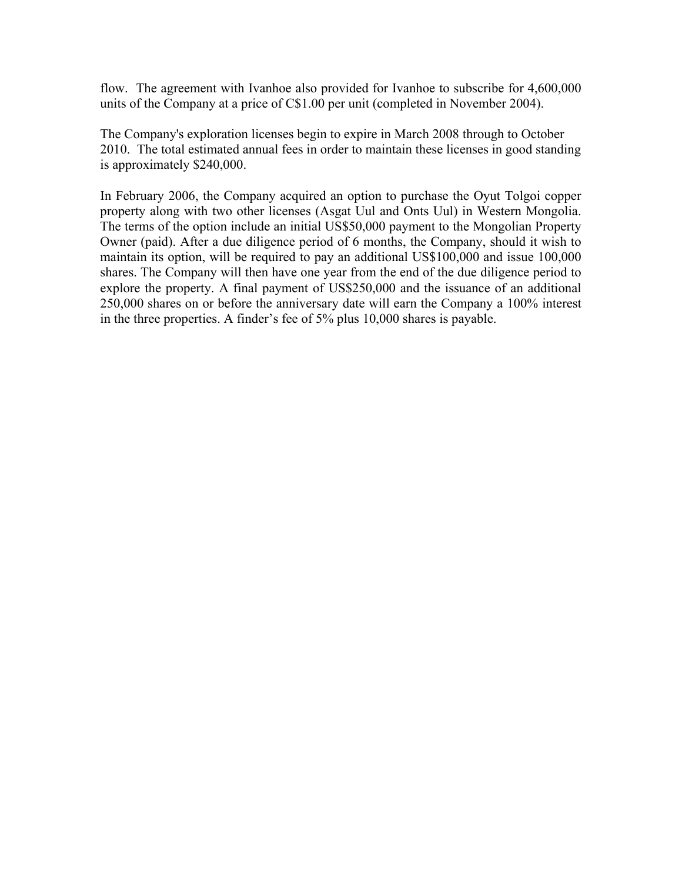flow. The agreement with Ivanhoe also provided for Ivanhoe to subscribe for 4,600,000 units of the Company at a price of C$1.00 per unit (completed in November 2004).

The Company's exploration licenses begin to expire in March 2008 through to October 2010. The total estimated annual fees in order to maintain these licenses in good standing is approximately $240,000.

In February 2006, the Company acquired an option to purchase the Oyut Tolgoi copper property along with two other licenses (Asgat Uul and Onts Uul) in Western Mongolia. The terms of the option include an initial US$50,000 payment to the Mongolian Property Owner (paid). After a due diligence period of 6 months, the Company, should it wish to maintain its option, will be required to pay an additional US$100,000 and issue 100,000 shares. The Company will then have one year from the end of the due diligence period to explore the property. A final payment of US$250,000 and the issuance of an additional 250,000 shares on or before the anniversary date will earn the Company a 100% interest in the three properties. A finder's fee of 5% plus 10,000 shares is payable.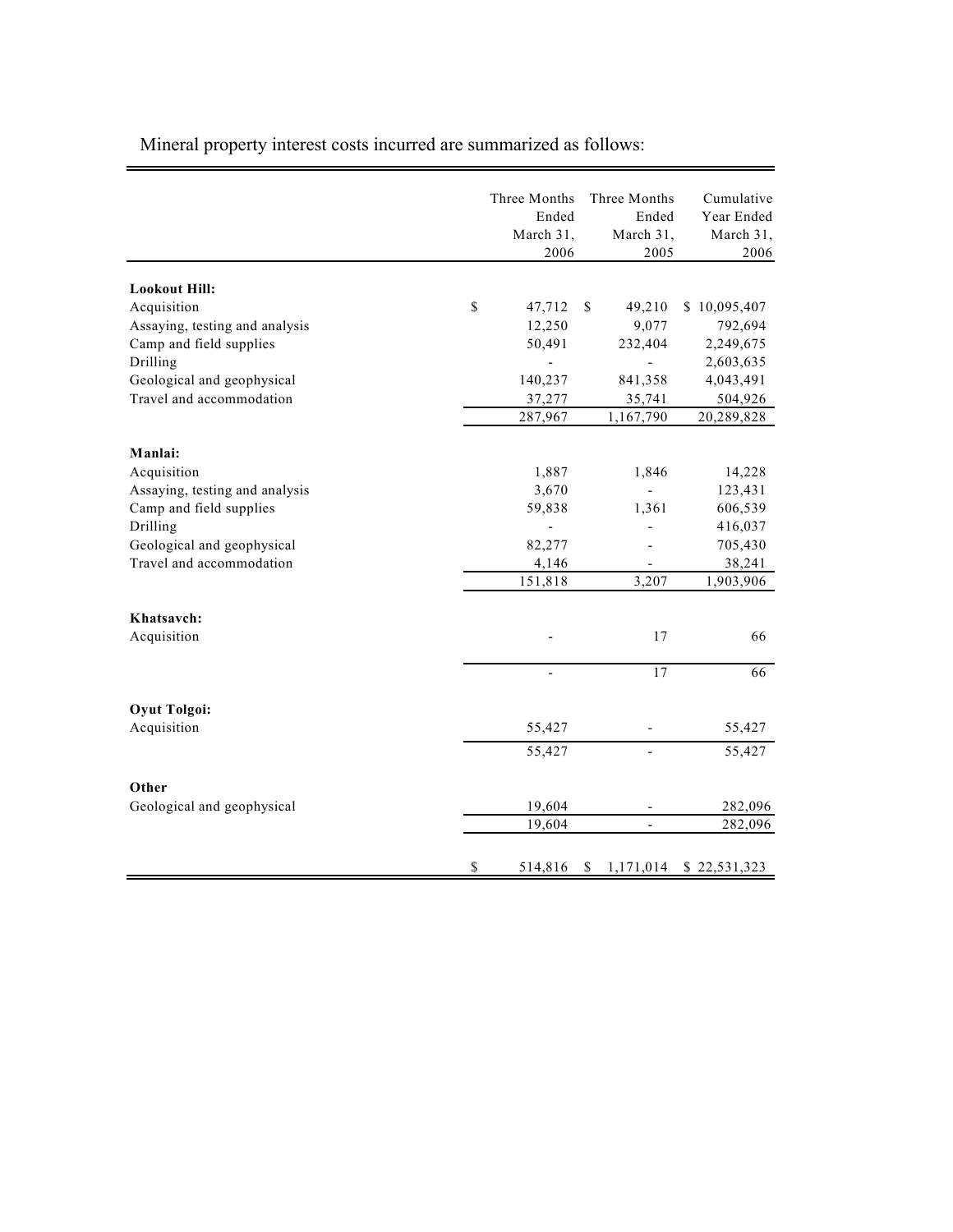Mineral property interest costs incurred are summarized as follows:

| | Three Months Ended March 31, 2006 | Three Months Ended March 31, 2005 | Cumulative Year Ended March 31, 2006 |
|---|---|---|---|
| **Lookout Hill:** | | | |
| Acquisition | $ 47,712 | $ 49,210 | $ 10,095,407 |
| Assaying, testing and analysis | 12,250 | 9,077 | 792,694 |
| Camp and field supplies | 50,491 | 232,404 | 2,249,675 |
| Drilling | - | - | 2,603,635 |
| Geological and geophysical | 140,237 | 841,358 | 4,043,491 |
| Travel and accommodation | 37,277 | 35,741 | 504,926 |
| | 287,967 | 1,167,790 | 20,289,828 |
| **Manlai:** | | | |
| Acquisition | 1,887 | 1,846 | 14,228 |
| Assaying, testing and analysis | 3,670 | - | 123,431 |
| Camp and field supplies | 59,838 | 1,361 | 606,539 |
| Drilling | - | - | 416,037 |
| Geological and geophysical | 82,277 | - | 705,430 |
| Travel and accommodation | 4,146 | - | 38,241 |
| | 151,818 | 3,207 | 1,903,906 |
| **Khatsavch:** | | | |
| Acquisition | - | 17 | 66 |
| | - | 17 | 66 |
| **Oyut Tolgoi:** | | | |
| Acquisition | 55,427 | - | 55,427 |
| | 55,427 | - | 55,427 |
| **Other** | | | |
| Geological and geophysical | 19,604 | - | 282,096 |
| | 19,604 | - | 282,096 |
| | $ 514,816 | $ 1,171,014 | $ 22,531,323 |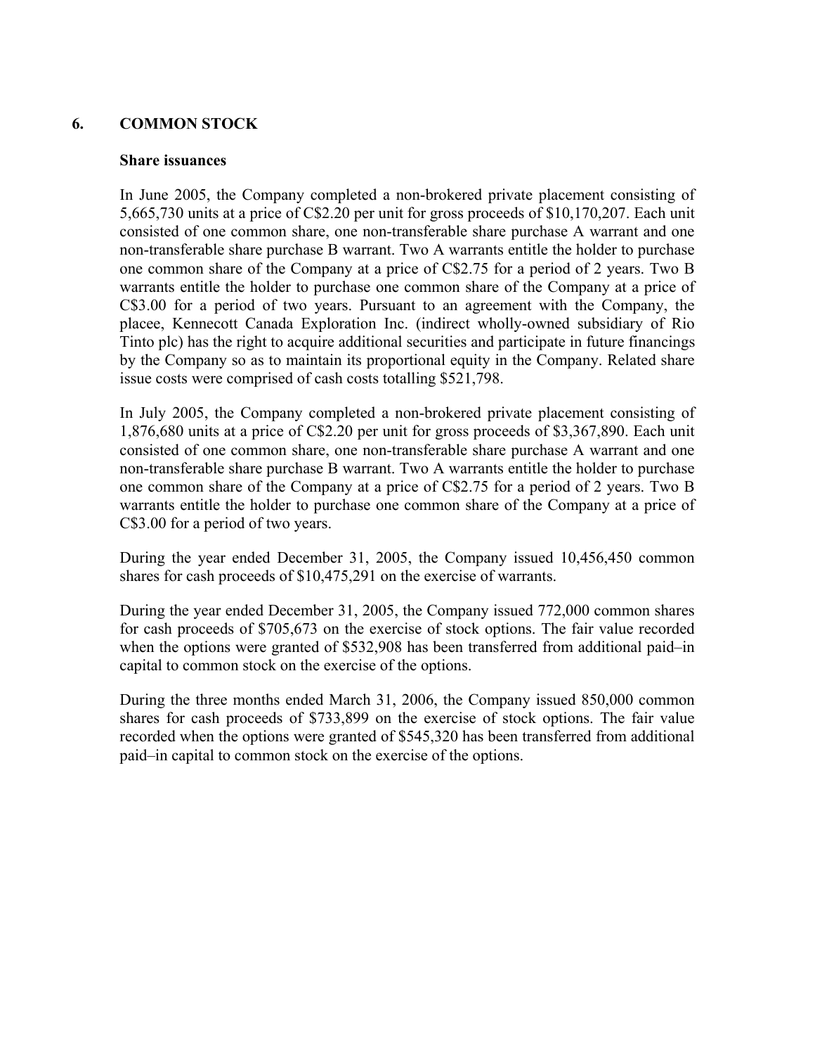## 6. COMMON STOCK

### Share issuances

In June 2005, the Company completed a non-brokered private placement consisting of 5,665,730 units at a price of C$2.20 per unit for gross proceeds of $10,170,207. Each unit consisted of one common share, one non-transferable share purchase A warrant and one non-transferable share purchase B warrant. Two A warrants entitle the holder to purchase one common share of the Company at a price of C$2.75 for a period of 2 years. Two B warrants entitle the holder to purchase one common share of the Company at a price of C$3.00 for a period of two years. Pursuant to an agreement with the Company, the placee, Kennecott Canada Exploration Inc. (indirect wholly-owned subsidiary of Rio Tinto plc) has the right to acquire additional securities and participate in future financings by the Company so as to maintain its proportional equity in the Company. Related share issue costs were comprised of cash costs totalling $521,798.

In July 2005, the Company completed a non-brokered private placement consisting of 1,876,680 units at a price of C$2.20 per unit for gross proceeds of $3,367,890. Each unit consisted of one common share, one non-transferable share purchase A warrant and one non-transferable share purchase B warrant. Two A warrants entitle the holder to purchase one common share of the Company at a price of C$2.75 for a period of 2 years. Two B warrants entitle the holder to purchase one common share of the Company at a price of C$3.00 for a period of two years.

During the year ended December 31, 2005, the Company issued 10,456,450 common shares for cash proceeds of $10,475,291 on the exercise of warrants.

During the year ended December 31, 2005, the Company issued 772,000 common shares for cash proceeds of $705,673 on the exercise of stock options. The fair value recorded when the options were granted of $532,908 has been transferred from additional paid–in capital to common stock on the exercise of the options.

During the three months ended March 31, 2006, the Company issued 850,000 common shares for cash proceeds of $733,899 on the exercise of stock options. The fair value recorded when the options were granted of $545,320 has been transferred from additional paid–in capital to common stock on the exercise of the options.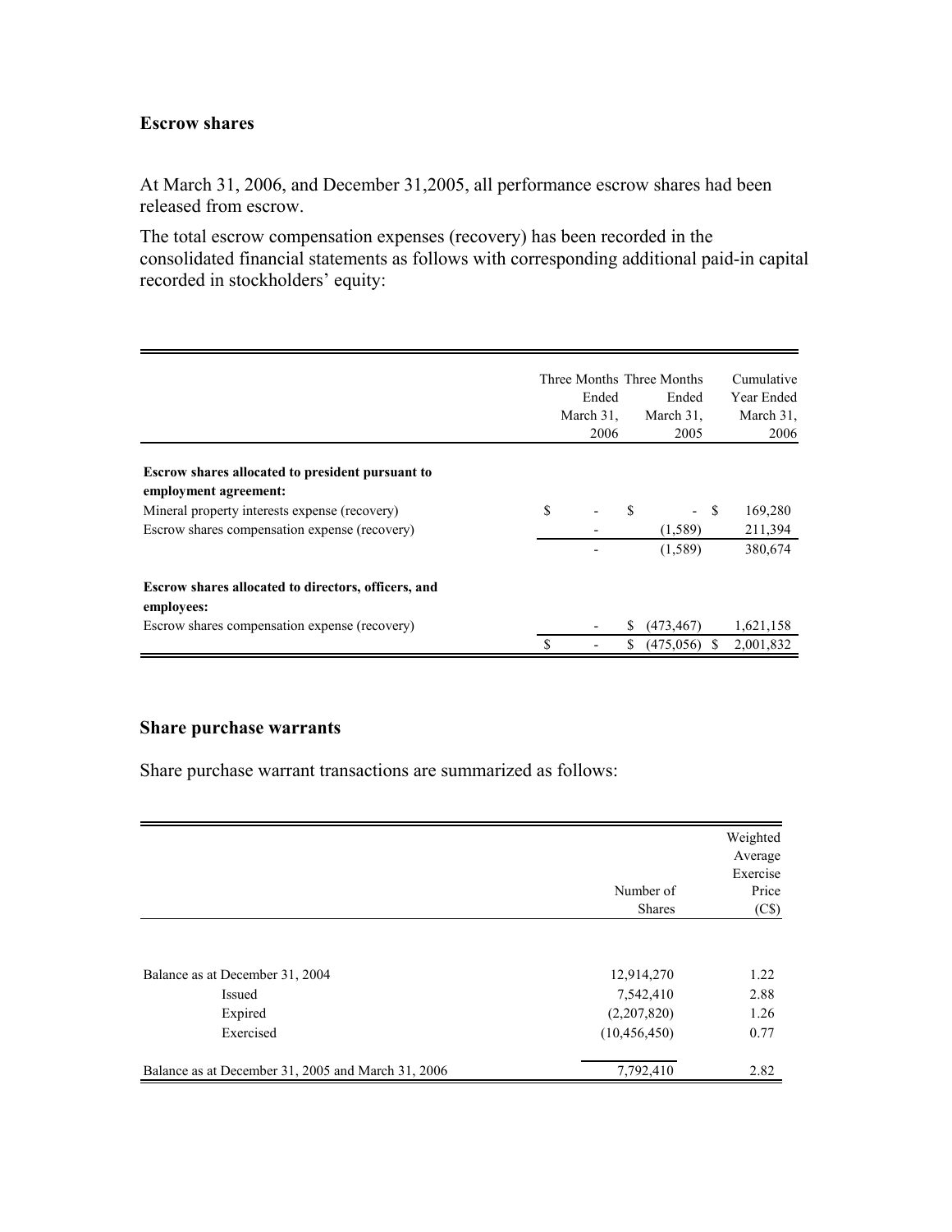### Escrow shares

At March 31, 2006, and December 31,2005, all performance escrow shares had been released from escrow.

The total escrow compensation expenses (recovery) has been recorded in the consolidated financial statements as follows with corresponding additional paid-in capital recorded in stockholders' equity:

| | Three Months Ended March 31, 2006 | Three Months Ended March 31, 2005 | Cumulative Year Ended March 31, 2006 |
|---|---|---|---|
| **Escrow shares allocated to president pursuant to employment agreement:** | | | |
| Mineral property interests expense (recovery) | $ - | $ - | $ 169,280 |
| Escrow shares compensation expense (recovery) | - | (1,589) | 211,394 |
| | - | (1,589) | 380,674 |
| **Escrow shares allocated to directors, officers, and employees:** | | | |
| Escrow shares compensation expense (recovery) | - | $ (473,467) | 1,621,158 |
| | $ - | $ (475,056) | $ 2,001,832 |

### Share purchase warrants

Share purchase warrant transactions are summarized as follows:

| | Number of Shares | Weighted Average Exercise Price (C$) |
|---|---|---|
| Balance as at December 31, 2004 | 12,914,270 | 1.22 |
| Issued | 7,542,410 | 2.88 |
| Expired | (2,207,820) | 1.26 |
| Exercised | (10,456,450) | 0.77 |
| Balance as at December 31, 2005 and March 31, 2006 | 7,792,410 | 2.82 |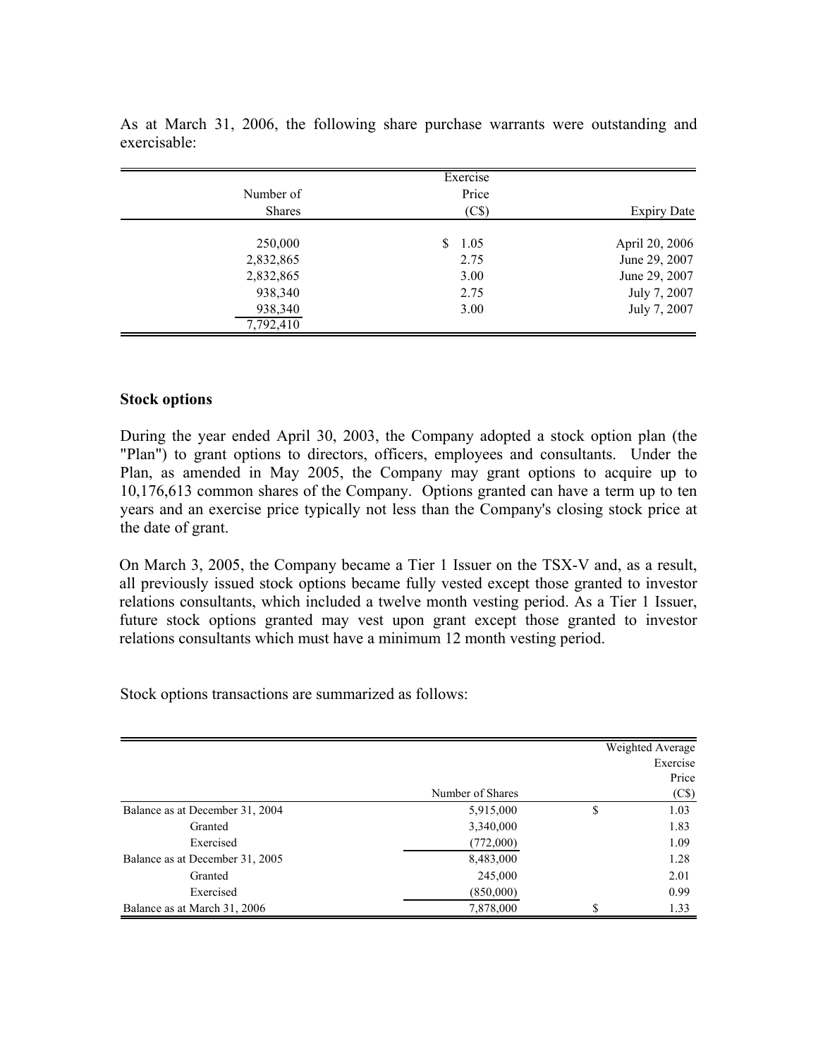As at March 31, 2006, the following share purchase warrants were outstanding and exercisable:

| Number of Shares | Exercise Price (C$) | Expiry Date |
|---|---|---|
| 250,000 | $ 1.05 | April 20, 2006 |
| 2,832,865 | 2.75 | June 29, 2007 |
| 2,832,865 | 3.00 | June 29, 2007 |
| 938,340 | 2.75 | July 7, 2007 |
| 938,340 | 3.00 | July 7, 2007 |
| 7,792,410 | | |

**Stock options**

During the year ended April 30, 2003, the Company adopted a stock option plan (the "Plan") to grant options to directors, officers, employees and consultants. Under the Plan, as amended in May 2005, the Company may grant options to acquire up to 10,176,613 common shares of the Company. Options granted can have a term up to ten years and an exercise price typically not less than the Company's closing stock price at the date of grant.

On March 3, 2005, the Company became a Tier 1 Issuer on the TSX-V and, as a result, all previously issued stock options became fully vested except those granted to investor relations consultants, which included a twelve month vesting period. As a Tier 1 Issuer, future stock options granted may vest upon grant except those granted to investor relations consultants which must have a minimum 12 month vesting period.

Stock options transactions are summarized as follows:

| | Number of Shares | | Weighted Average Exercise Price (C$) |
|---|---|---|---|
| Balance as at December 31, 2004 | 5,915,000 | $ | 1.03 |
| Granted | 3,340,000 | | 1.83 |
| Exercised | (772,000) | | 1.09 |
| Balance as at December 31, 2005 | 8,483,000 | | 1.28 |
| Granted | 245,000 | | 2.01 |
| Exercised | (850,000) | | 0.99 |
| Balance as at March 31, 2006 | 7,878,000 | $ | 1.33 |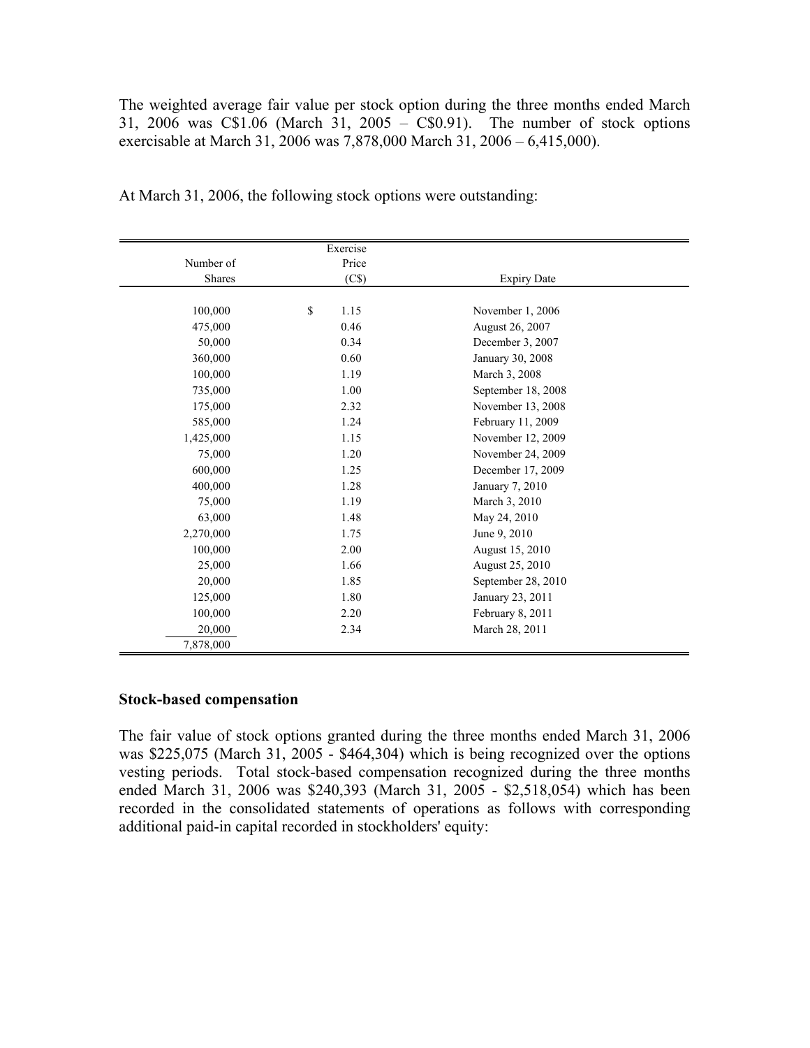The weighted average fair value per stock option during the three months ended March 31, 2006 was C$1.06 (March 31, 2005 – C$0.91). The number of stock options exercisable at March 31, 2006 was 7,878,000 March 31, 2006 – 6,415,000).

At March 31, 2006, the following stock options were outstanding:

| Number of Shares | Exercise Price (C$) | Expiry Date |
|---|---|---|
| 100,000 | $ 1.15 | November 1, 2006 |
| 475,000 | 0.46 | August 26, 2007 |
| 50,000 | 0.34 | December 3, 2007 |
| 360,000 | 0.60 | January 30, 2008 |
| 100,000 | 1.19 | March 3, 2008 |
| 735,000 | 1.00 | September 18, 2008 |
| 175,000 | 2.32 | November 13, 2008 |
| 585,000 | 1.24 | February 11, 2009 |
| 1,425,000 | 1.15 | November 12, 2009 |
| 75,000 | 1.20 | November 24, 2009 |
| 600,000 | 1.25 | December 17, 2009 |
| 400,000 | 1.28 | January 7, 2010 |
| 75,000 | 1.19 | March 3, 2010 |
| 63,000 | 1.48 | May 24, 2010 |
| 2,270,000 | 1.75 | June 9, 2010 |
| 100,000 | 2.00 | August 15, 2010 |
| 25,000 | 1.66 | August 25, 2010 |
| 20,000 | 1.85 | September 28, 2010 |
| 125,000 | 1.80 | January 23, 2011 |
| 100,000 | 2.20 | February 8, 2011 |
| 20,000 | 2.34 | March 28, 2011 |
| 7,878,000 | | |

**Stock-based compensation**

The fair value of stock options granted during the three months ended March 31, 2006 was $225,075 (March 31, 2005 - $464,304) which is being recognized over the options vesting periods. Total stock-based compensation recognized during the three months ended March 31, 2006 was $240,393 (March 31, 2005 - $2,518,054) which has been recorded in the consolidated statements of operations as follows with corresponding additional paid-in capital recorded in stockholders' equity: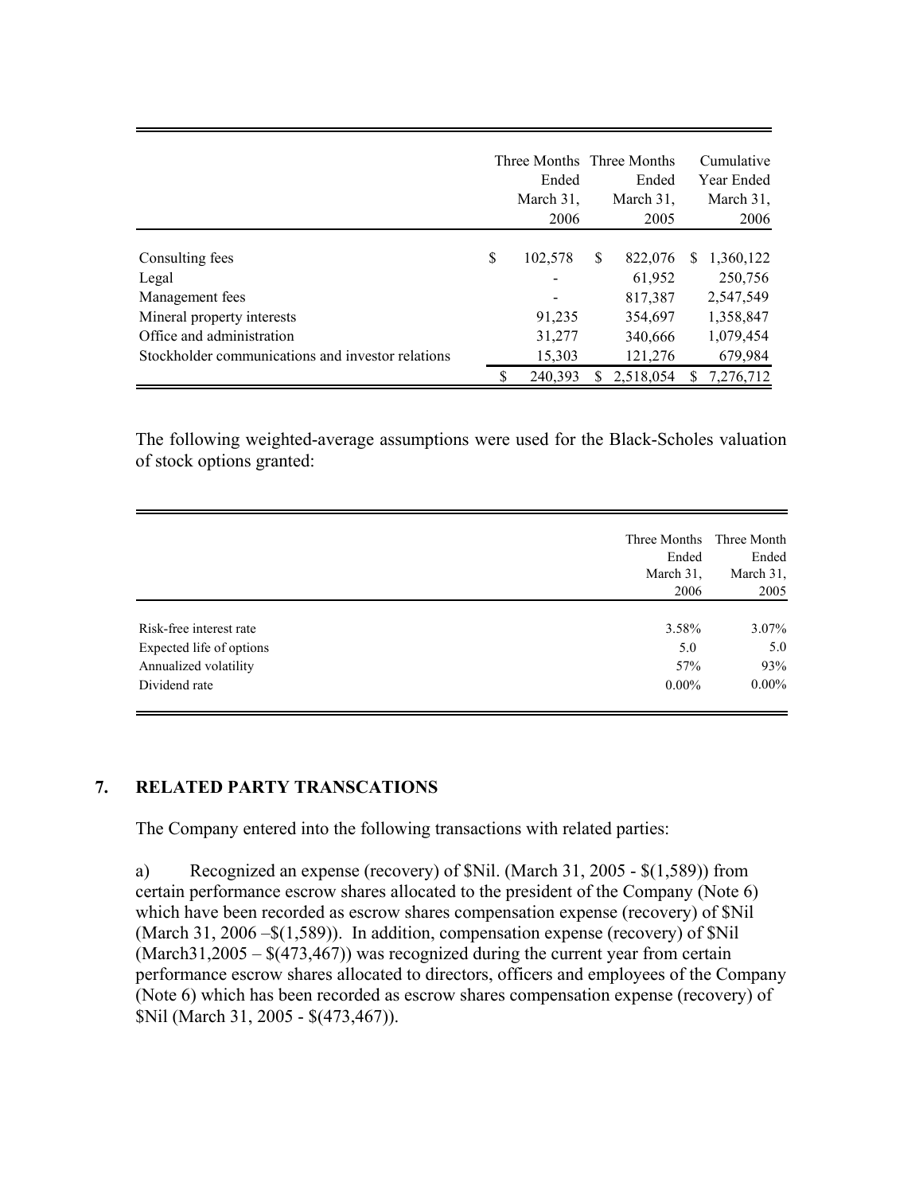| | Three Months Ended March 31, 2006 | Three Months Ended March 31, 2005 | Cumulative Year Ended March 31, 2006 |
|---|---|---|---|
| Consulting fees | $ 102,578 | $ 822,076 | $ 1,360,122 |
| Legal | - | 61,952 | 250,756 |
| Management fees | - | 817,387 | 2,547,549 |
| Mineral property interests | 91,235 | 354,697 | 1,358,847 |
| Office and administration | 31,277 | 340,666 | 1,079,454 |
| Stockholder communications and investor relations | 15,303 | 121,276 | 679,984 |
| | $ 240,393 | $ 2,518,054 | $ 7,276,712 |

The following weighted-average assumptions were used for the Black-Scholes valuation of stock options granted:

| | Three Months Ended March 31, 2006 | Three Month Ended March 31, 2005 |
|---|---|---|
| Risk-free interest rate | 3.58% | 3.07% |
| Expected life of options | 5.0 | 5.0 |
| Annualized volatility | 57% | 93% |
| Dividend rate | 0.00% | 0.00% |

## 7. RELATED PARTY TRANSCATIONS

The Company entered into the following transactions with related parties:

a) Recognized an expense (recovery) of $Nil. (March 31, 2005 - $(1,589)) from certain performance escrow shares allocated to the president of the Company (Note 6) which have been recorded as escrow shares compensation expense (recovery) of $Nil (March 31, 2006 –$(1,589)). In addition, compensation expense (recovery) of $Nil (March31,2005 – $(473,467)) was recognized during the current year from certain performance escrow shares allocated to directors, officers and employees of the Company (Note 6) which has been recorded as escrow shares compensation expense (recovery) of $Nil (March 31, 2005 - $(473,467)).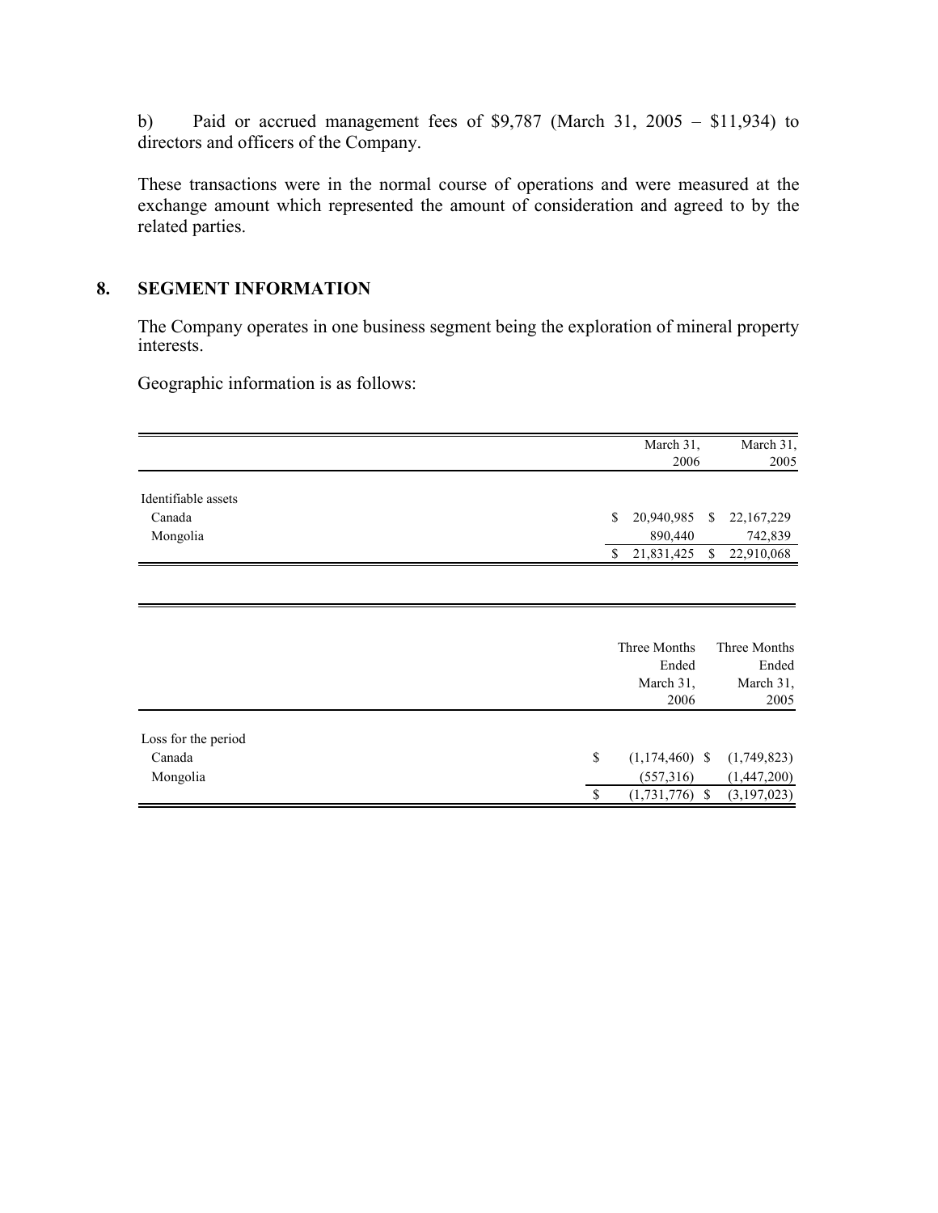b) Paid or accrued management fees of $9,787 (March 31, 2005 – $11,934) to directors and officers of the Company.

These transactions were in the normal course of operations and were measured at the exchange amount which represented the amount of consideration and agreed to by the related parties.

## 8. SEGMENT INFORMATION

The Company operates in one business segment being the exploration of mineral property interests.

Geographic information is as follows:

| | March 31, 2006 | March 31, 2005 |
|---|---|---|
| Identifiable assets | | |
| Canada | $ 20,940,985 | $ 22,167,229 |
| Mongolia | 890,440 | 742,839 |
| | $ 21,831,425 | $ 22,910,068 |

| | Three Months Ended March 31, 2006 | Three Months Ended March 31, 2005 |
|---|---|---|
| Loss for the period | | |
| Canada | $ (1,174,460) | $ (1,749,823) |
| Mongolia | (557,316) | (1,447,200) |
| | $ (1,731,776) | $ (3,197,023) |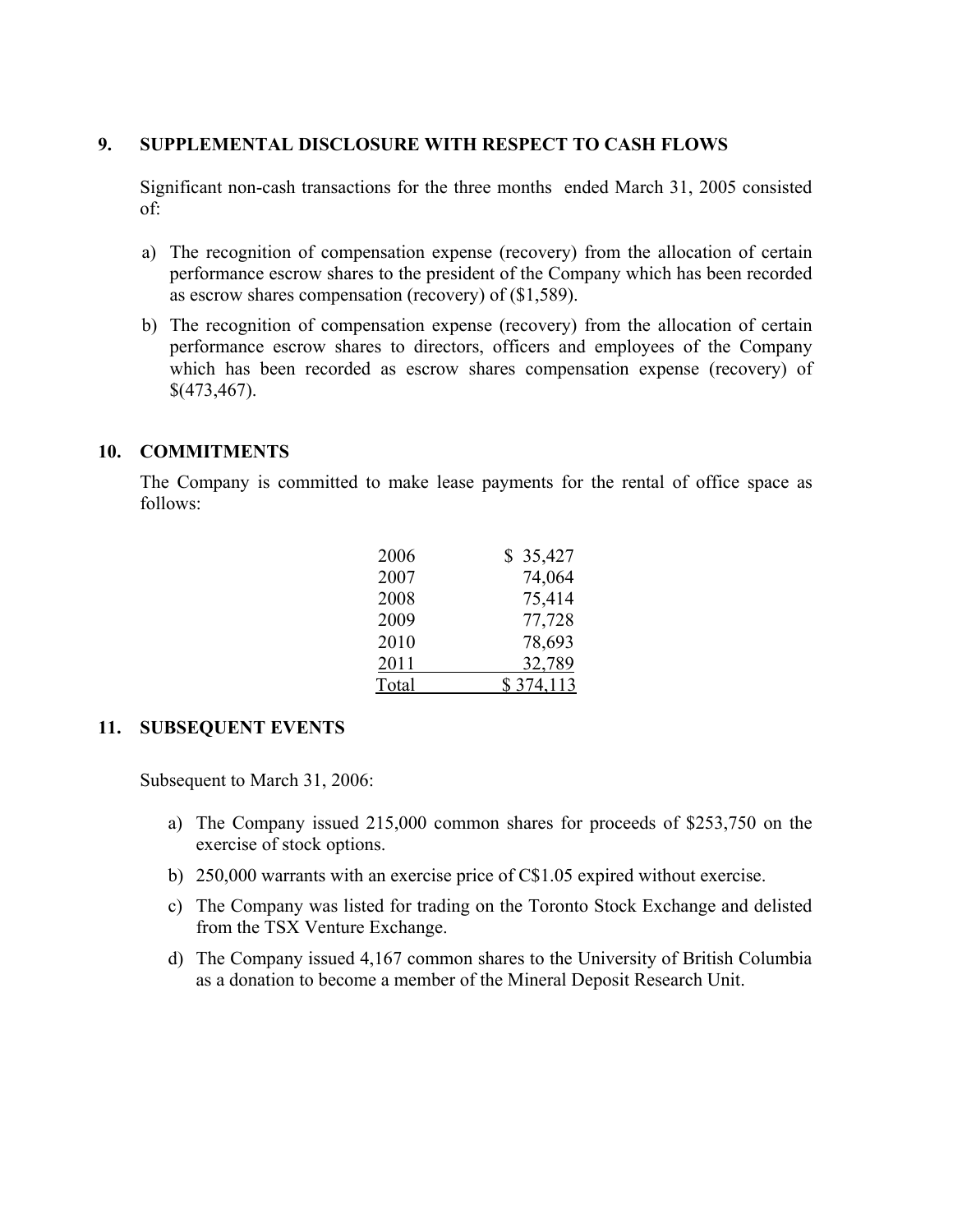## 9. SUPPLEMENTAL DISCLOSURE WITH RESPECT TO CASH FLOWS

Significant non-cash transactions for the three months ended March 31, 2005 consisted of:

a) The recognition of compensation expense (recovery) from the allocation of certain performance escrow shares to the president of the Company which has been recorded as escrow shares compensation (recovery) of ($1,589).

b) The recognition of compensation expense (recovery) from the allocation of certain performance escrow shares to directors, officers and employees of the Company which has been recorded as escrow shares compensation expense (recovery) of $(473,467).

## 10. COMMITMENTS

The Company is committed to make lease payments for the rental of office space as follows:

| | |
|---|---|
| 2006 | $ 35,427 |
| 2007 | 74,064 |
| 2008 | 75,414 |
| 2009 | 77,728 |
| 2010 | 78,693 |
| 2011 | 32,789 |
| Total | $ 374,113 |

## 11. SUBSEQUENT EVENTS

Subsequent to March 31, 2006:

a) The Company issued 215,000 common shares for proceeds of $253,750 on the exercise of stock options.

b) 250,000 warrants with an exercise price of C$1.05 expired without exercise.

c) The Company was listed for trading on the Toronto Stock Exchange and delisted from the TSX Venture Exchange.

d) The Company issued 4,167 common shares to the University of British Columbia as a donation to become a member of the Mineral Deposit Research Unit.